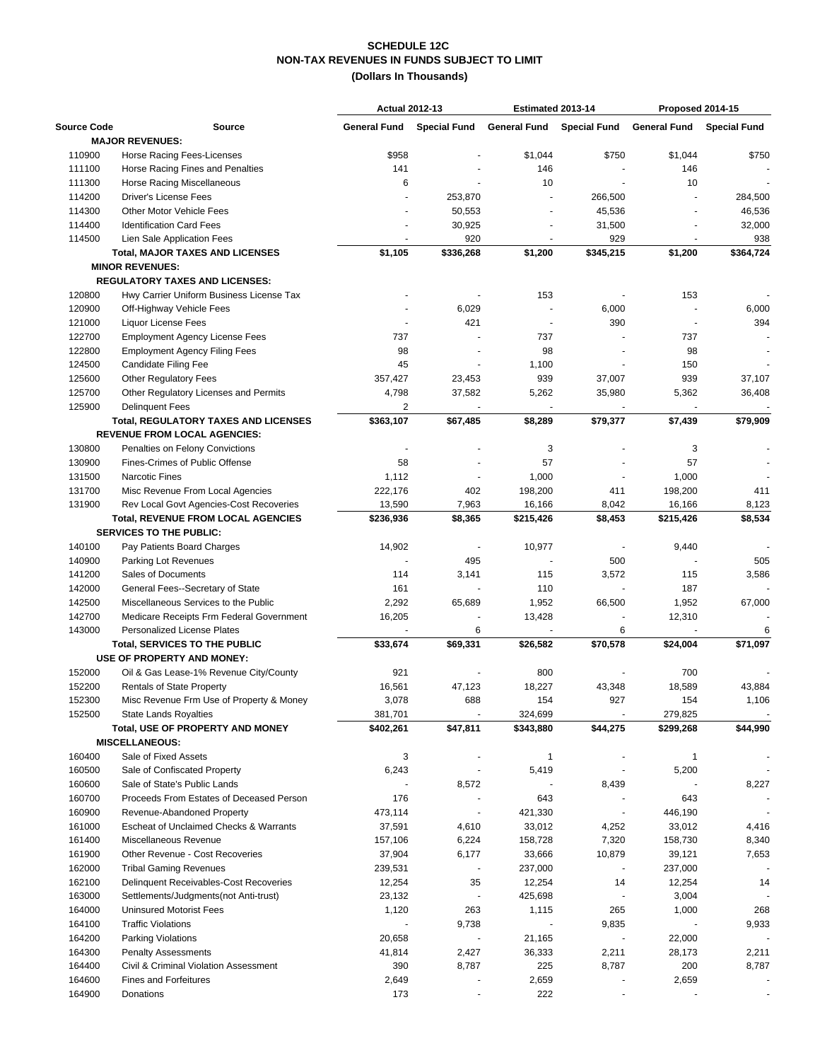# SCHEDULE 12C
## NON-TAX REVENUES IN FUNDS SUBJECT TO LIMIT
### (Dollars In Thousands)

| Source Code | Source | Actual 2012-13 | | Estimated 2013-14 | | Proposed 2014-15 | |
|---|---|---|---|---|---|---|---|
| | | General Fund | Special Fund | General Fund | Special Fund | General Fund | Special Fund |
| | **MAJOR REVENUES:** | | | | | | |
| 110900 | Horse Racing Fees-Licenses | $958 | - | $1,044 | $750 | $1,044 | $750 |
| 111100 | Horse Racing Fines and Penalties | 141 | - | 146 | - | 146 | - |
| 111300 | Horse Racing Miscellaneous | 6 | - | 10 | - | 10 | - |
| 114200 | Driver's License Fees | - | 253,870 | - | 266,500 | - | 284,500 |
| 114300 | Other Motor Vehicle Fees | - | 50,553 | - | 45,536 | - | 46,536 |
| 114400 | Identification Card Fees | - | 30,925 | - | 31,500 | - | 32,000 |
| 114500 | Lien Sale Application Fees | - | 920 | - | 929 | - | 938 |
| | **Total, MAJOR TAXES AND LICENSES** | **$1,105** | **$336,268** | **$1,200** | **$345,215** | **$1,200** | **$364,724** |
| | **MINOR REVENUES:** | | | | | | |
| | **REGULATORY TAXES AND LICENSES:** | | | | | | |
| 120800 | Hwy Carrier Uniform Business License Tax | - | - | 153 | - | 153 | - |
| 120900 | Off-Highway Vehicle Fees | - | 6,029 | - | 6,000 | - | 6,000 |
| 121000 | Liquor License Fees | - | 421 | - | 390 | - | 394 |
| 122700 | Employment Agency License Fees | 737 | - | 737 | - | 737 | - |
| 122800 | Employment Agency Filing Fees | 98 | - | 98 | - | 98 | - |
| 124500 | Candidate Filing Fee | 45 | - | 1,100 | - | 150 | - |
| 125600 | Other Regulatory Fees | 357,427 | 23,453 | 939 | 37,007 | 939 | 37,107 |
| 125700 | Other Regulatory Licenses and Permits | 4,798 | 37,582 | 5,262 | 35,980 | 5,362 | 36,408 |
| 125900 | Delinquent Fees | 2 | - | - | - | - | - |
| | **Total, REGULATORY TAXES AND LICENSES** | **$363,107** | **$67,485** | **$8,289** | **$79,377** | **$7,439** | **$79,909** |
| | **REVENUE FROM LOCAL AGENCIES:** | | | | | | |
| 130800 | Penalties on Felony Convictions | - | - | 3 | - | 3 | - |
| 130900 | Fines-Crimes of Public Offense | 58 | - | 57 | - | 57 | - |
| 131500 | Narcotic Fines | 1,112 | - | 1,000 | - | 1,000 | - |
| 131700 | Misc Revenue From Local Agencies | 222,176 | 402 | 198,200 | 411 | 198,200 | 411 |
| 131900 | Rev Local Govt Agencies-Cost Recoveries | 13,590 | 7,963 | 16,166 | 8,042 | 16,166 | 8,123 |
| | **Total, REVENUE FROM LOCAL AGENCIES** | **$236,936** | **$8,365** | **$215,426** | **$8,453** | **$215,426** | **$8,534** |
| | **SERVICES TO THE PUBLIC:** | | | | | | |
| 140100 | Pay Patients Board Charges | 14,902 | - | 10,977 | - | 9,440 | - |
| 140900 | Parking Lot Revenues | - | 495 | - | 500 | - | 505 |
| 141200 | Sales of Documents | 114 | 3,141 | 115 | 3,572 | 115 | 3,586 |
| 142000 | General Fees--Secretary of State | 161 | - | 110 | - | 187 | - |
| 142500 | Miscellaneous Services to the Public | 2,292 | 65,689 | 1,952 | 66,500 | 1,952 | 67,000 |
| 142700 | Medicare Receipts Frm Federal Government | 16,205 | - | 13,428 | - | 12,310 | - |
| 143000 | Personalized License Plates | - | 6 | - | 6 | - | 6 |
| | **Total, SERVICES TO THE PUBLIC** | **$33,674** | **$69,331** | **$26,582** | **$70,578** | **$24,004** | **$71,097** |
| | **USE OF PROPERTY AND MONEY:** | | | | | | |
| 152000 | Oil & Gas Lease-1% Revenue City/County | 921 | - | 800 | - | 700 | - |
| 152200 | Rentals of State Property | 16,561 | 47,123 | 18,227 | 43,348 | 18,589 | 43,884 |
| 152300 | Misc Revenue Frm Use of Property & Money | 3,078 | 688 | 154 | 927 | 154 | 1,106 |
| 152500 | State Lands Royalties | 381,701 | - | 324,699 | - | 279,825 | - |
| | **Total, USE OF PROPERTY AND MONEY** | **$402,261** | **$47,811** | **$343,880** | **$44,275** | **$299,268** | **$44,990** |
| | **MISCELLANEOUS:** | | | | | | |
| 160400 | Sale of Fixed Assets | 3 | - | 1 | - | 1 | - |
| 160500 | Sale of Confiscated Property | 6,243 | - | 5,419 | - | 5,200 | - |
| 160600 | Sale of State's Public Lands | - | 8,572 | - | 8,439 | - | 8,227 |
| 160700 | Proceeds From Estates of Deceased Person | 176 | - | 643 | - | 643 | - |
| 160900 | Revenue-Abandoned Property | 473,114 | - | 421,330 | - | 446,190 | - |
| 161000 | Escheat of Unclaimed Checks & Warrants | 37,591 | 4,610 | 33,012 | 4,252 | 33,012 | 4,416 |
| 161400 | Miscellaneous Revenue | 157,106 | 6,224 | 158,728 | 7,320 | 158,730 | 8,340 |
| 161900 | Other Revenue - Cost Recoveries | 37,904 | 6,177 | 33,666 | 10,879 | 39,121 | 7,653 |
| 162000 | Tribal Gaming Revenues | 239,531 | - | 237,000 | - | 237,000 | - |
| 162100 | Delinquent Receivables-Cost Recoveries | 12,254 | 35 | 12,254 | 14 | 12,254 | 14 |
| 163000 | Settlements/Judgments(not Anti-trust) | 23,132 | - | 425,698 | - | 3,004 | - |
| 164000 | Uninsured Motorist Fees | 1,120 | 263 | 1,115 | 265 | 1,000 | 268 |
| 164100 | Traffic Violations | - | 9,738 | - | 9,835 | - | 9,933 |
| 164200 | Parking Violations | 20,658 | - | 21,165 | - | 22,000 | - |
| 164300 | Penalty Assessments | 41,814 | 2,427 | 36,333 | 2,211 | 28,173 | 2,211 |
| 164400 | Civil & Criminal Violation Assessment | 390 | 8,787 | 225 | 8,787 | 200 | 8,787 |
| 164600 | Fines and Forfeitures | 2,649 | - | 2,659 | - | 2,659 | - |
| 164900 | Donations | 173 | - | 222 | - | - | - |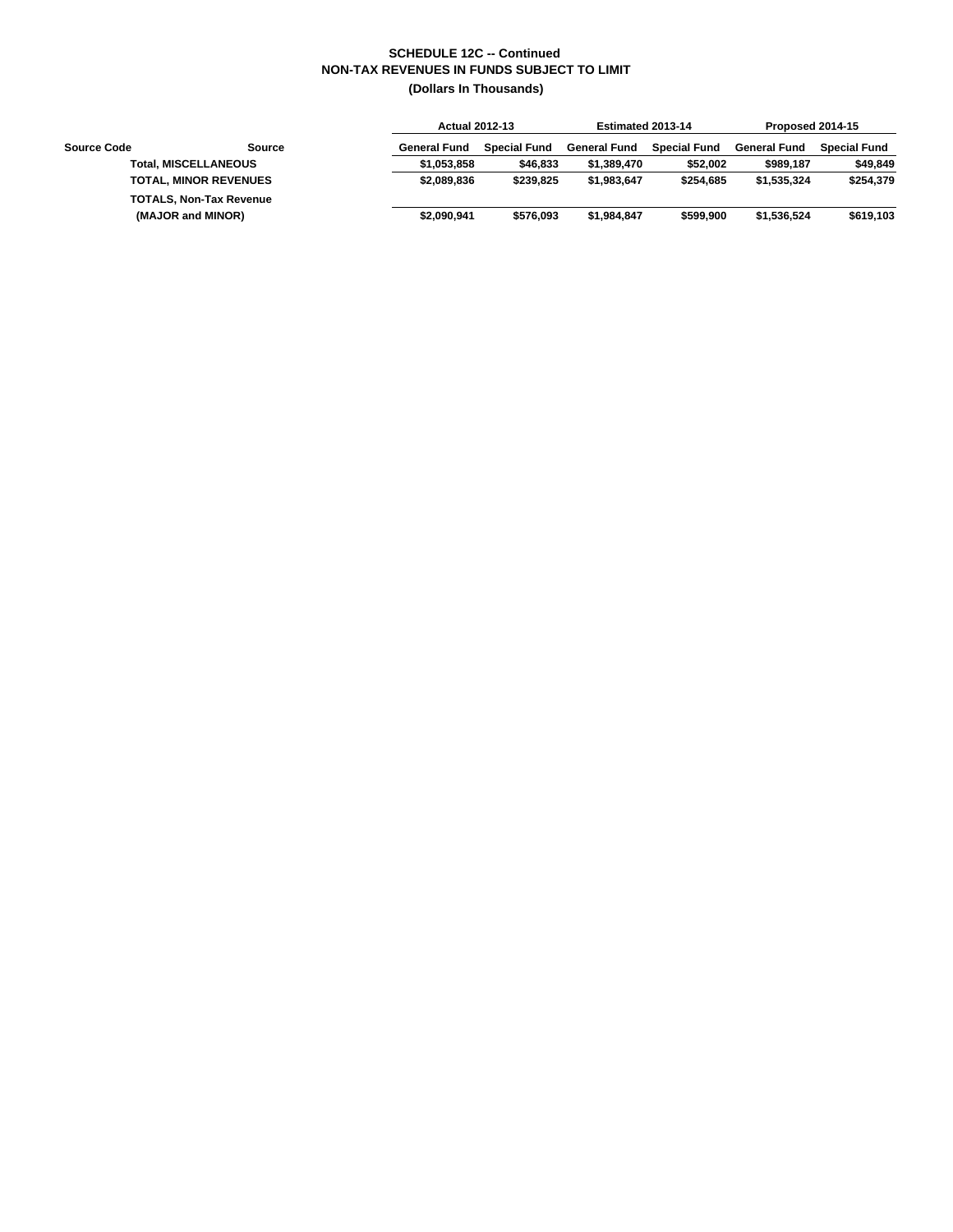**SCHEDULE 12C -- Continued**
**NON-TAX REVENUES IN FUNDS SUBJECT TO LIMIT**
**(Dollars In Thousands)**

| | | Actual 2012-13 | | Estimated 2013-14 | | Proposed 2014-15 | |
|---|---|---|---|---|---|---|---|
| Source Code | Source | General Fund | Special Fund | General Fund | Special Fund | General Fund | Special Fund |
| | **Total, MISCELLANEOUS** | **$1,053,858** | **$46,833** | **$1,389,470** | **$52,002** | **$989,187** | **$49,849** |
| | **TOTAL, MINOR REVENUES** | **$2,089,836** | **$239,825** | **$1,983,647** | **$254,685** | **$1,535,324** | **$254,379** |
| | **TOTALS, Non-Tax Revenue (MAJOR and MINOR)** | **$2,090,941** | **$576,093** | **$1,984,847** | **$599,900** | **$1,536,524** | **$619,103** |